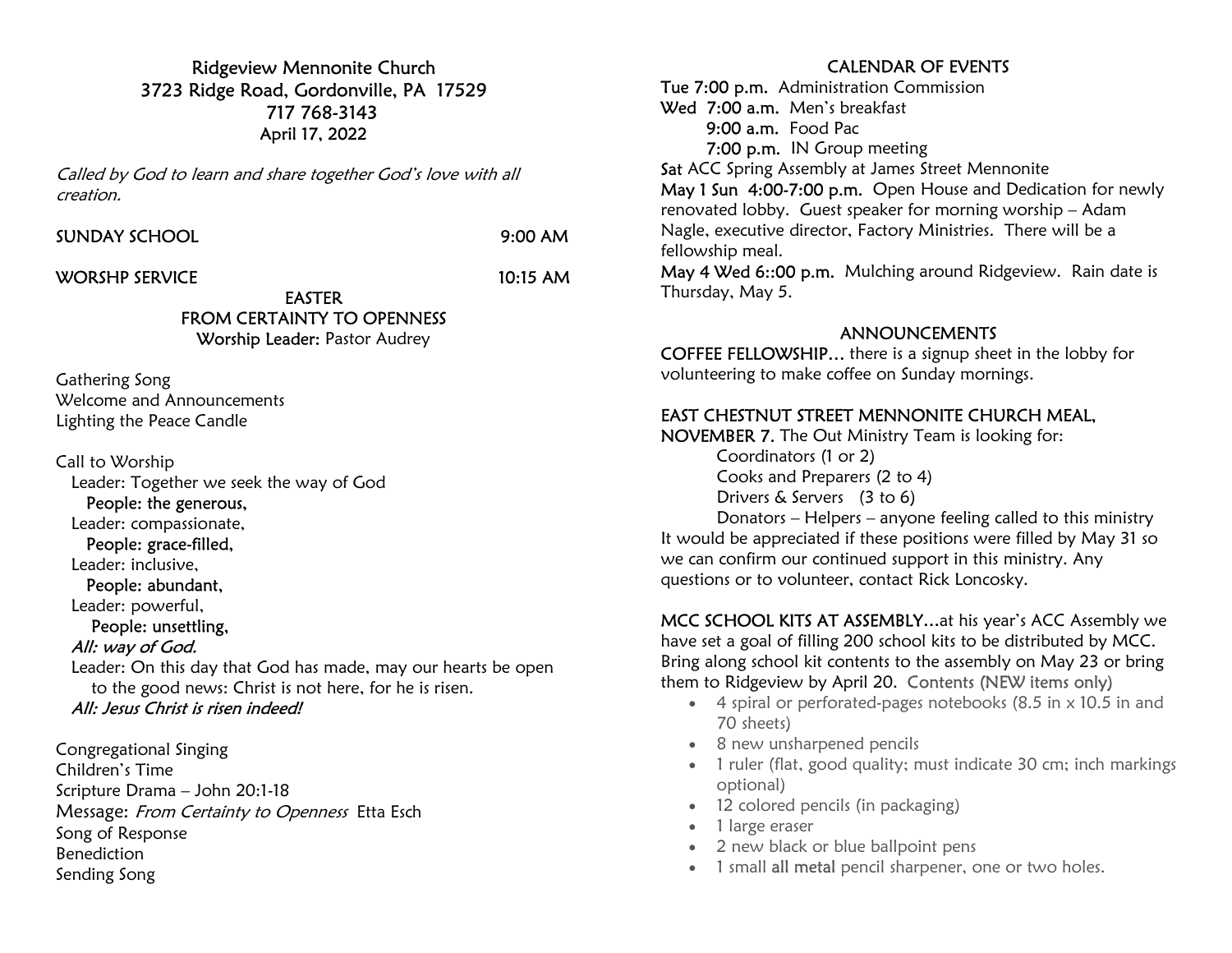# Ridgeview Mennonite Church

3723 Ridge Road, Gordonville, PA 17529
717 768-3143
April 17, 2022

*Called by God to learn and share together God's love with all creation.*

SUNDAY SCHOOL 9:00 AM

WORSHP SERVICE 10:15 AM

## EASTER
## FROM CERTAINTY TO OPENNESS

**Worship Leader:** Pastor Audrey

Gathering Song
Welcome and Announcements
Lighting the Peace Candle

Call to Worship

Leader: Together we seek the way of God
**People: the generous,**
Leader: compassionate,
**People: grace-filled,**
Leader: inclusive,
**People: abundant,**
Leader: powerful,
**People: unsettling,**
*All: way of God.*
Leader: On this day that God has made, may our hearts be open to the good news: Christ is not here, for he is risen.
*All: Jesus Christ is risen indeed!*

Congregational Singing
Children's Time
Scripture Drama – John 20:1-18
Message: *From Certainty to Openness* Etta Esch
Song of Response
Benediction
Sending Song

## CALENDAR OF EVENTS

**Tue 7:00 p.m.** Administration Commission
**Wed 7:00 a.m.** Men's breakfast
**9:00 a.m.** Food Pac
**7:00 p.m.** IN Group meeting
**Sat** ACC Spring Assembly at James Street Mennonite
**May 1 Sun 4:00-7:00 p.m.** Open House and Dedication for newly renovated lobby. Guest speaker for morning worship – Adam Nagle, executive director, Factory Ministries. There will be a fellowship meal.
**May 4 Wed 6::00 p.m.** Mulching around Ridgeview. Rain date is Thursday, May 5.

## ANNOUNCEMENTS

**COFFEE FELLOWSHIP…** there is a signup sheet in the lobby for volunteering to make coffee on Sunday mornings.

**EAST CHESTNUT STREET MENNONITE CHURCH MEAL, NOVEMBER 7.** The Out Ministry Team is looking for:

Coordinators (1 or 2)
Cooks and Preparers (2 to 4)
Drivers & Servers (3 to 6)
Donators – Helpers – anyone feeling called to this ministry

It would be appreciated if these positions were filled by May 31 so we can confirm our continued support in this ministry. Any questions or to volunteer, contact Rick Loncosky.

**MCC SCHOOL KITS AT ASSEMBLY…**at his year's ACC Assembly we have set a goal of filling 200 school kits to be distributed by MCC. Bring along school kit contents to the assembly on May 23 or bring them to Ridgeview by April 20. Contents (NEW items only)

- 4 spiral or perforated-pages notebooks (8.5 in x 10.5 in and 70 sheets)
- 8 new unsharpened pencils
- 1 ruler (flat, good quality; must indicate 30 cm; inch markings optional)
- 12 colored pencils (in packaging)
- 1 large eraser
- 2 new black or blue ballpoint pens
- 1 small **all metal** pencil sharpener, one or two holes.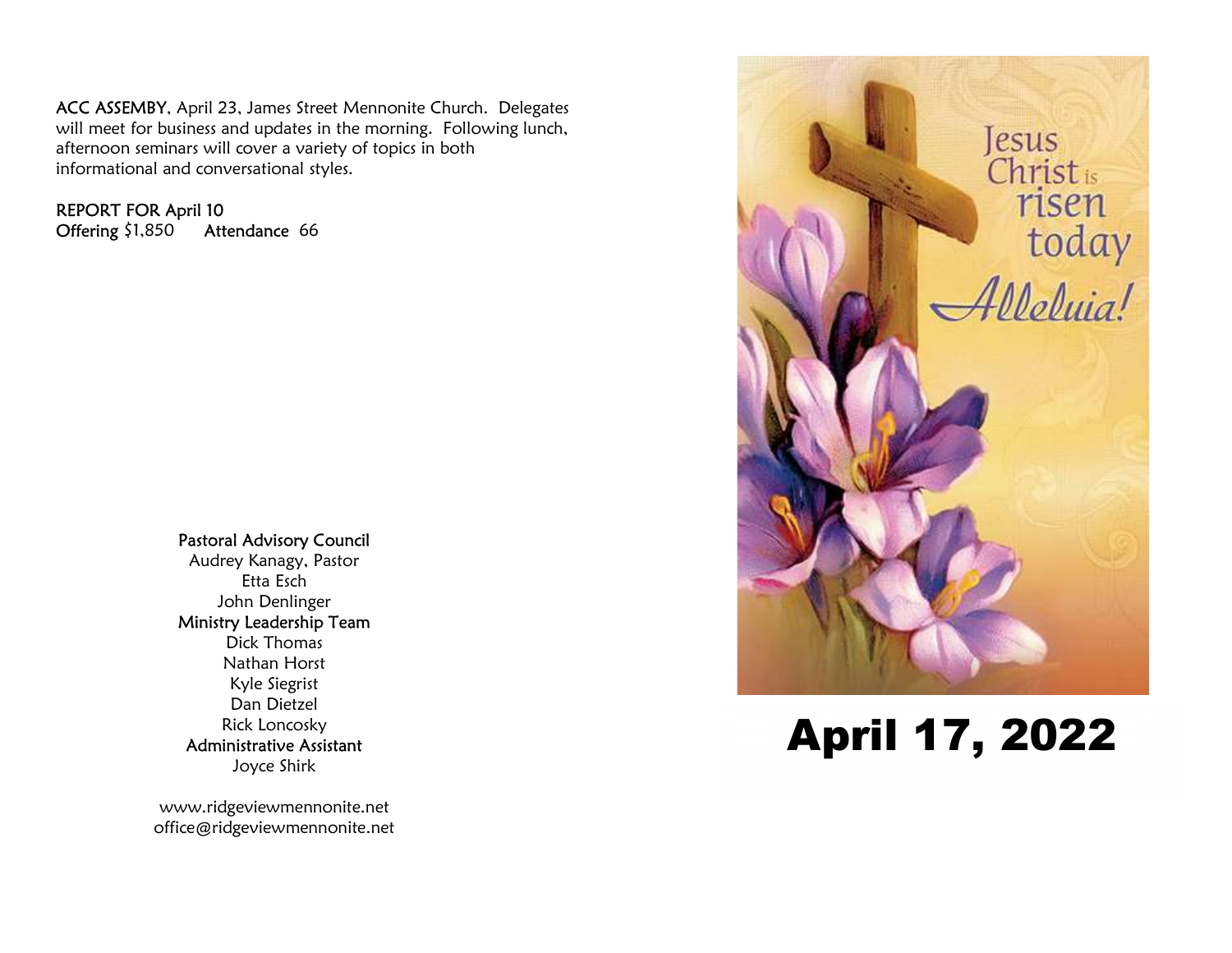ACC ASSEMBY, April 23, James Street Mennonite Church. Delegates will meet for business and updates in the morning. Following lunch, afternoon seminars will cover a variety of topics in both informational and conversational styles.

REPORT FOR April 10
Offering $1,850 Attendance 66

Pastoral Advisory Council
Audrey Kanagy, Pastor
Etta Esch
John Denlinger

Ministry Leadership Team
Dick Thomas
Nathan Horst
Kyle Siegrist
Dan Dietzel
Rick Loncosky

Administrative Assistant
Joyce Shirk

www.ridgeviewmennonite.net
office@ridgeviewmennonite.net

Jesus Christ is risen today Alleluia!

# April 17, 2022